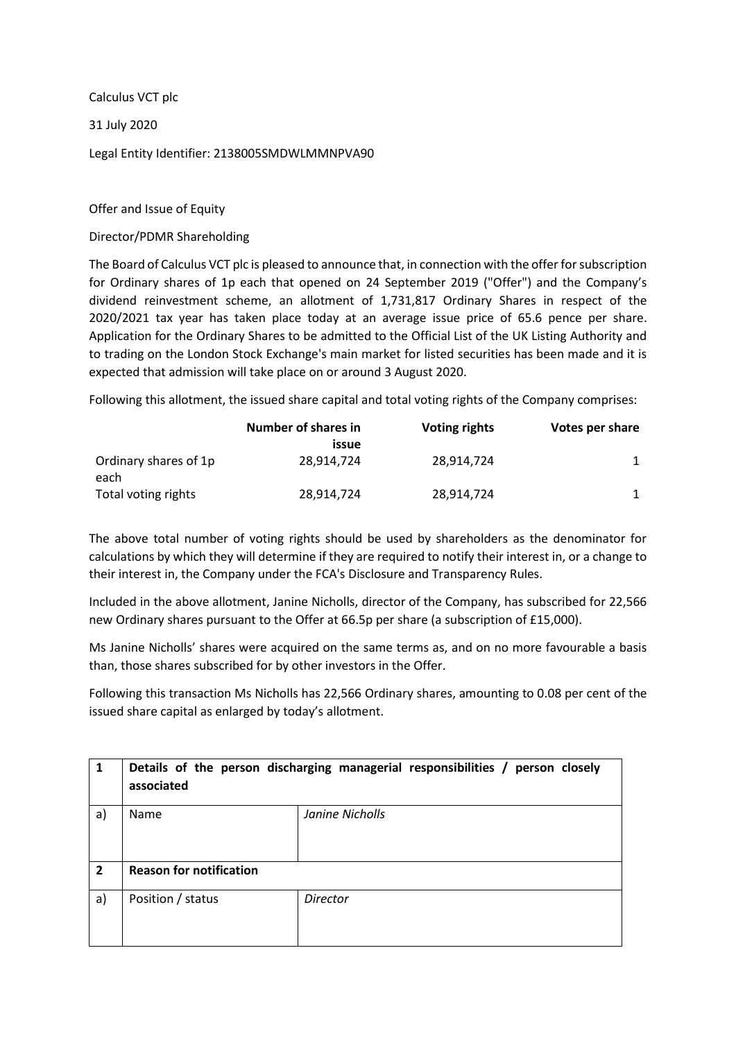Calculus VCT plc

31 July 2020

Legal Entity Identifier: 2138005SMDWLMMNPVA90

Offer and Issue of Equity

Director/PDMR Shareholding

The Board of Calculus VCT plc is pleased to announce that, in connection with the offer for subscription for Ordinary shares of 1p each that opened on 24 September 2019 ("Offer") and the Company's dividend reinvestment scheme, an allotment of 1,731,817 Ordinary Shares in respect of the 2020/2021 tax year has taken place today at an average issue price of 65.6 pence per share. Application for the Ordinary Shares to be admitted to the Official List of the UK Listing Authority and to trading on the London Stock Exchange's main market for listed securities has been made and it is expected that admission will take place on or around 3 August 2020.

Following this allotment, the issued share capital and total voting rights of the Company comprises:

| | Number of shares in issue | Voting rights | Votes per share |
|---|---|---|---|
| Ordinary shares of 1p each | 28,914,724 | 28,914,724 | 1 |
| Total voting rights | 28,914,724 | 28,914,724 | 1 |

The above total number of voting rights should be used by shareholders as the denominator for calculations by which they will determine if they are required to notify their interest in, or a change to their interest in, the Company under the FCA's Disclosure and Transparency Rules.

Included in the above allotment, Janine Nicholls, director of the Company, has subscribed for 22,566 new Ordinary shares pursuant to the Offer at 66.5p per share (a subscription of £15,000).

Ms Janine Nicholls' shares were acquired on the same terms as, and on no more favourable a basis than, those shares subscribed for by other investors in the Offer.

Following this transaction Ms Nicholls has 22,566 Ordinary shares, amounting to 0.08 per cent of the issued share capital as enlarged by today's allotment.

| **1** | **Details of the person discharging managerial responsibilities / person closely associated** | |
|---|---|---|
| a) | Name | *Janine Nicholls* |
| **2** | **Reason for notification** | |
| a) | Position / status | *Director* |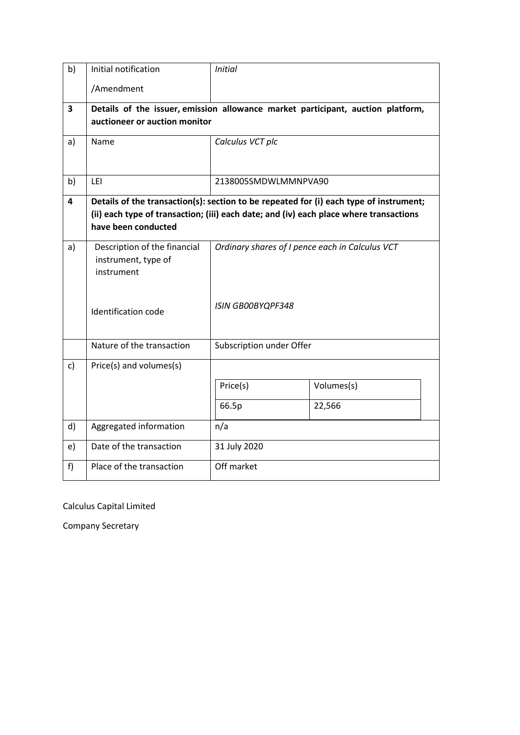| | | |
|---|---|---|
| b) | Initial notification<br><br>/Amendment | *Initial* |
| **3** | **Details of the issuer, emission allowance market participant, auction platform, auctioneer or auction monitor** | |
| a) | Name | *Calculus VCT plc* |
| b) | LEI | 2138005SMDWLMMNPVA90 |
| **4** | **Details of the transaction(s): section to be repeated for (i) each type of instrument; (ii) each type of transaction; (iii) each date; and (iv) each place where transactions have been conducted** | |
| a) | Description of the financial instrument, type of instrument<br><br>Identification code | *Ordinary shares of I pence each in Calculus VCT*<br><br>*ISIN GB00BYQPF348* |
| | Nature of the transaction | Subscription under Offer |
| c) | Price(s) and volumes(s) | Price(s): 66.5p<br>Volumes(s): 22,566 |
| d) | Aggregated information | n/a |
| e) | Date of the transaction | 31 July 2020 |
| f) | Place of the transaction | Off market |

Calculus Capital Limited

Company Secretary